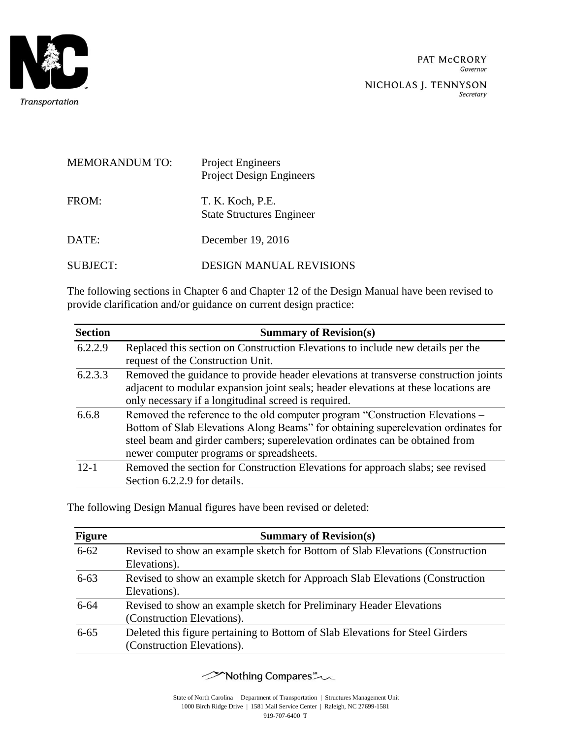Transportation

PAT McCRORY
*Governor*

NICHOLAS J. TENNYSON
*Secretary*

MEMORANDUM TO: Project Engineers
Project Design Engineers

FROM: T. K. Koch, P.E.
State Structures Engineer

DATE: December 19, 2016

SUBJECT: DESIGN MANUAL REVISIONS

The following sections in Chapter 6 and Chapter 12 of the Design Manual have been revised to provide clarification and/or guidance on current design practice:

| Section | Summary of Revision(s) |
| --- | --- |
| 6.2.2.9 | Replaced this section on Construction Elevations to include new details per the request of the Construction Unit. |
| 6.2.3.3 | Removed the guidance to provide header elevations at transverse construction joints adjacent to modular expansion joint seals; header elevations at these locations are only necessary if a longitudinal screed is required. |
| 6.6.8 | Removed the reference to the old computer program "Construction Elevations – Bottom of Slab Elevations Along Beams" for obtaining superelevation ordinates for steel beam and girder cambers; superelevation ordinates can be obtained from newer computer programs or spreadsheets. |
| 12-1 | Removed the section for Construction Elevations for approach slabs; see revised Section 6.2.2.9 for details. |

The following Design Manual figures have been revised or deleted:

| Figure | Summary of Revision(s) |
| --- | --- |
| 6-62 | Revised to show an example sketch for Bottom of Slab Elevations (Construction Elevations). |
| 6-63 | Revised to show an example sketch for Approach Slab Elevations (Construction Elevations). |
| 6-64 | Revised to show an example sketch for Preliminary Header Elevations (Construction Elevations). |
| 6-65 | Deleted this figure pertaining to Bottom of Slab Elevations for Steel Girders (Construction Elevations). |

Nothing Compares℠

State of North Carolina | Department of Transportation | Structures Management Unit
1000 Birch Ridge Drive | 1581 Mail Service Center | Raleigh, NC 27699-1581
919-707-6400 T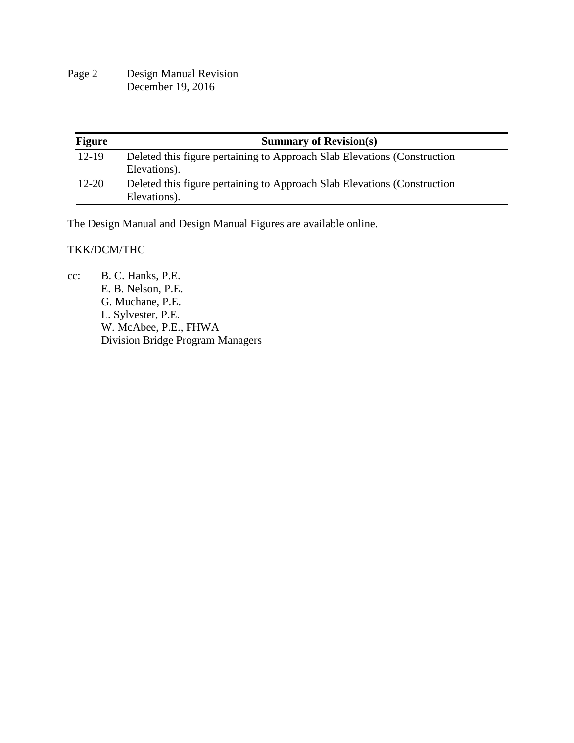| Figure | Summary of Revision(s) |
| --- | --- |
| 12-19 | Deleted this figure pertaining to Approach Slab Elevations (Construction Elevations). |
| 12-20 | Deleted this figure pertaining to Approach Slab Elevations (Construction Elevations). |

The Design Manual and Design Manual Figures are available online.

TKK/DCM/THC

cc: B. C. Hanks, P.E.
E. B. Nelson, P.E.
G. Muchane, P.E.
L. Sylvester, P.E.
W. McAbee, P.E., FHWA
Division Bridge Program Managers